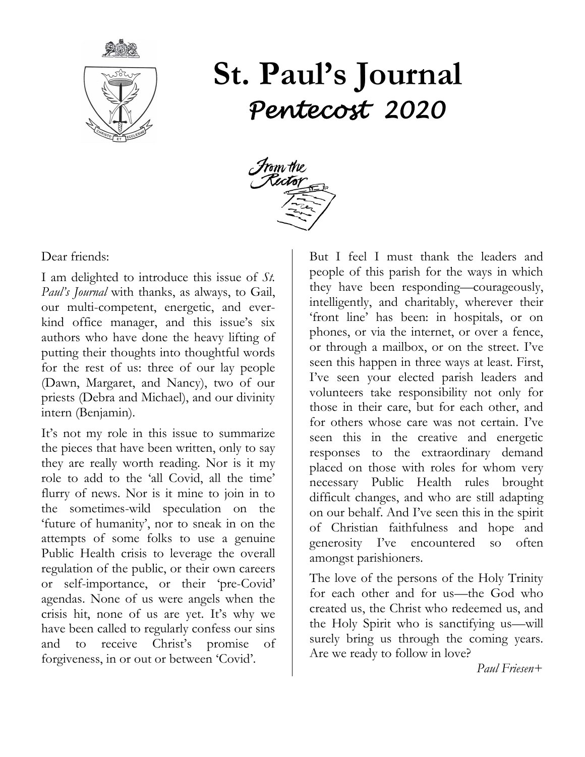# St. Paul's Journal

## *Pentecost 2020*

### From the Rector

Dear friends:

I am delighted to introduce this issue of *St. Paul's Journal* with thanks, as always, to Gail, our multi-competent, energetic, and ever-kind office manager, and this issue's six authors who have done the heavy lifting of putting their thoughts into thoughtful words for the rest of us: three of our lay people (Dawn, Margaret, and Nancy), two of our priests (Debra and Michael), and our divinity intern (Benjamin).

It's not my role in this issue to summarize the pieces that have been written, only to say they are really worth reading. Nor is it my role to add to the 'all Covid, all the time' flurry of news. Nor is it mine to join in to the sometimes-wild speculation on the 'future of humanity', nor to sneak in on the attempts of some folks to use a genuine Public Health crisis to leverage the overall regulation of the public, or their own careers or self-importance, or their 'pre-Covid' agendas. None of us were angels when the crisis hit, none of us are yet. It's why we have been called to regularly confess our sins and to receive Christ's promise of forgiveness, in or out or between 'Covid'.

But I feel I must thank the leaders and people of this parish for the ways in which they have been responding—courageously, intelligently, and charitably, wherever their 'front line' has been: in hospitals, or on phones, or via the internet, or over a fence, or through a mailbox, or on the street. I've seen this happen in three ways at least. First, I've seen your elected parish leaders and volunteers take responsibility not only for those in their care, but for each other, and for others whose care was not certain. I've seen this in the creative and energetic responses to the extraordinary demand placed on those with roles for whom very necessary Public Health rules brought difficult changes, and who are still adapting on our behalf. And I've seen this in the spirit of Christian faithfulness and hope and generosity I've encountered so often amongst parishioners.

The love of the persons of the Holy Trinity for each other and for us—the God who created us, the Christ who redeemed us, and the Holy Spirit who is sanctifying us—will surely bring us through the coming years. Are we ready to follow in love?

*Paul Friesen+*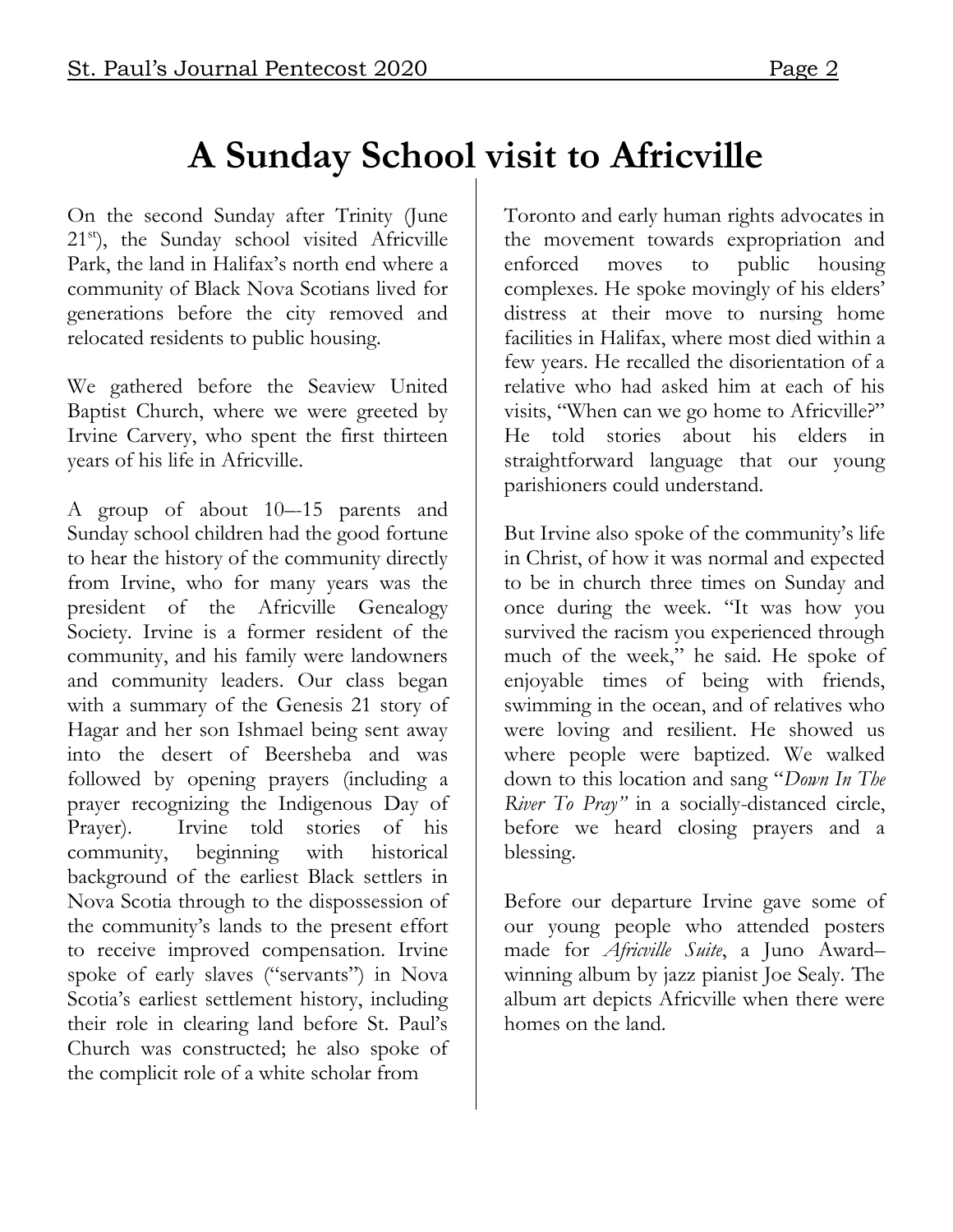# A Sunday School visit to Africville

On the second Sunday after Trinity (June 21st), the Sunday school visited Africville Park, the land in Halifax's north end where a community of Black Nova Scotians lived for generations before the city removed and relocated residents to public housing.

We gathered before the Seaview United Baptist Church, where we were greeted by Irvine Carvery, who spent the first thirteen years of his life in Africville.

A group of about 10–-15 parents and Sunday school children had the good fortune to hear the history of the community directly from Irvine, who for many years was the president of the Africville Genealogy Society. Irvine is a former resident of the community, and his family were landowners and community leaders. Our class began with a summary of the Genesis 21 story of Hagar and her son Ishmael being sent away into the desert of Beersheba and was followed by opening prayers (including a prayer recognizing the Indigenous Day of Prayer). Irvine told stories of his community, beginning with historical background of the earliest Black settlers in Nova Scotia through to the dispossession of the community's lands to the present effort to receive improved compensation. Irvine spoke of early slaves ("servants") in Nova Scotia's earliest settlement history, including their role in clearing land before St. Paul's Church was constructed; he also spoke of the complicit role of a white scholar from Toronto and early human rights advocates in the movement towards expropriation and enforced moves to public housing complexes. He spoke movingly of his elders' distress at their move to nursing home facilities in Halifax, where most died within a few years. He recalled the disorientation of a relative who had asked him at each of his visits, "When can we go home to Africville?" He told stories about his elders in straightforward language that our young parishioners could understand.

But Irvine also spoke of the community's life in Christ, of how it was normal and expected to be in church three times on Sunday and once during the week. "It was how you survived the racism you experienced through much of the week," he said. He spoke of enjoyable times of being with friends, swimming in the ocean, and of relatives who were loving and resilient. He showed us where people were baptized. We walked down to this location and sang "*Down In The River To Pray"* in a socially-distanced circle, before we heard closing prayers and a blessing.

Before our departure Irvine gave some of our young people who attended posters made for *Africville Suite*, a Juno Award–winning album by jazz pianist Joe Sealy. The album art depicts Africville when there were homes on the land.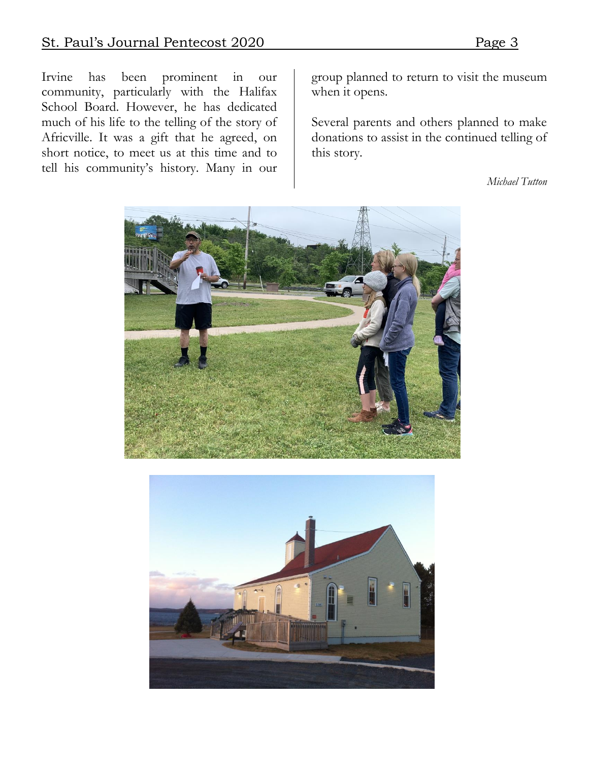Irvine has been prominent in our community, particularly with the Halifax School Board. However, he has dedicated much of his life to the telling of the story of Africville. It was a gift that he agreed, on short notice, to meet us at this time and to tell his community's history. Many in our group planned to return to visit the museum when it opens.

Several parents and others planned to make donations to assist in the continued telling of this story.

*Michael Tutton*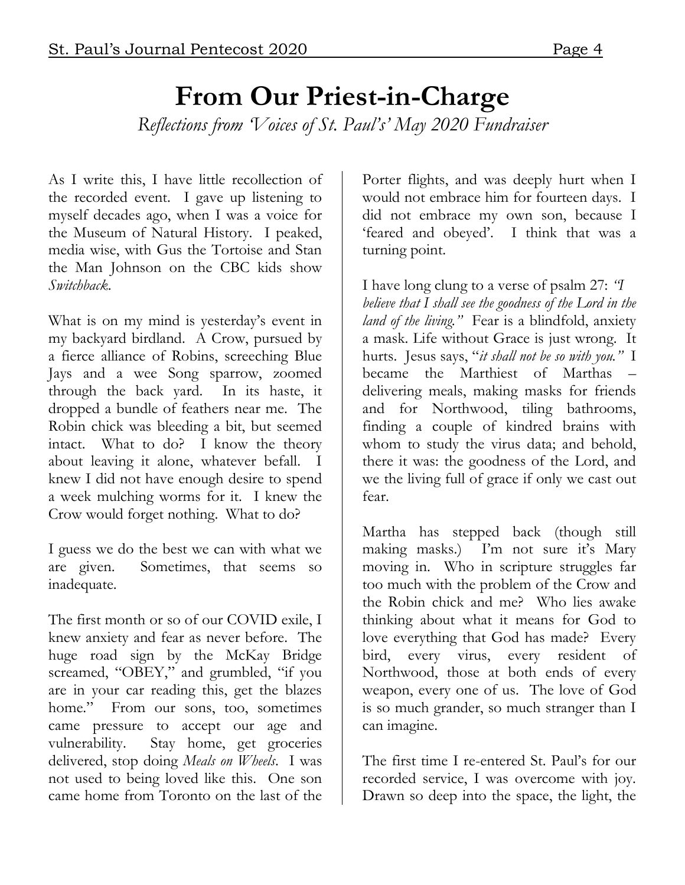# From Our Priest-in-Charge

*Reflections from 'Voices of St. Paul's' May 2020 Fundraiser*

As I write this, I have little recollection of the recorded event. I gave up listening to myself decades ago, when I was a voice for the Museum of Natural History. I peaked, media wise, with Gus the Tortoise and Stan the Man Johnson on the CBC kids show *Switchback*.

What is on my mind is yesterday's event in my backyard birdland. A Crow, pursued by a fierce alliance of Robins, screeching Blue Jays and a wee Song sparrow, zoomed through the back yard. In its haste, it dropped a bundle of feathers near me. The Robin chick was bleeding a bit, but seemed intact. What to do? I know the theory about leaving it alone, whatever befall. I knew I did not have enough desire to spend a week mulching worms for it. I knew the Crow would forget nothing. What to do?

I guess we do the best we can with what we are given. Sometimes, that seems so inadequate.

The first month or so of our COVID exile, I knew anxiety and fear as never before. The huge road sign by the McKay Bridge screamed, "OBEY," and grumbled, "if you are in your car reading this, get the blazes home." From our sons, too, sometimes came pressure to accept our age and vulnerability. Stay home, get groceries delivered, stop doing *Meals on Wheels*. I was not used to being loved like this. One son came home from Toronto on the last of the Porter flights, and was deeply hurt when I would not embrace him for fourteen days. I did not embrace my own son, because I 'feared and obeyed'. I think that was a turning point.

I have long clung to a verse of psalm 27: *"I believe that I shall see the goodness of the Lord in the land of the living."* Fear is a blindfold, anxiety a mask. Life without Grace is just wrong. It hurts. Jesus says, "*it shall not be so with you.*" I became the Marthiest of Marthas – delivering meals, making masks for friends and for Northwood, tiling bathrooms, finding a couple of kindred brains with whom to study the virus data; and behold, there it was: the goodness of the Lord, and we the living full of grace if only we cast out fear.

Martha has stepped back (though still making masks.) I'm not sure it's Mary moving in. Who in scripture struggles far too much with the problem of the Crow and the Robin chick and me? Who lies awake thinking about what it means for God to love everything that God has made? Every bird, every virus, every resident of Northwood, those at both ends of every weapon, every one of us. The love of God is so much grander, so much stranger than I can imagine.

The first time I re-entered St. Paul's for our recorded service, I was overcome with joy. Drawn so deep into the space, the light, the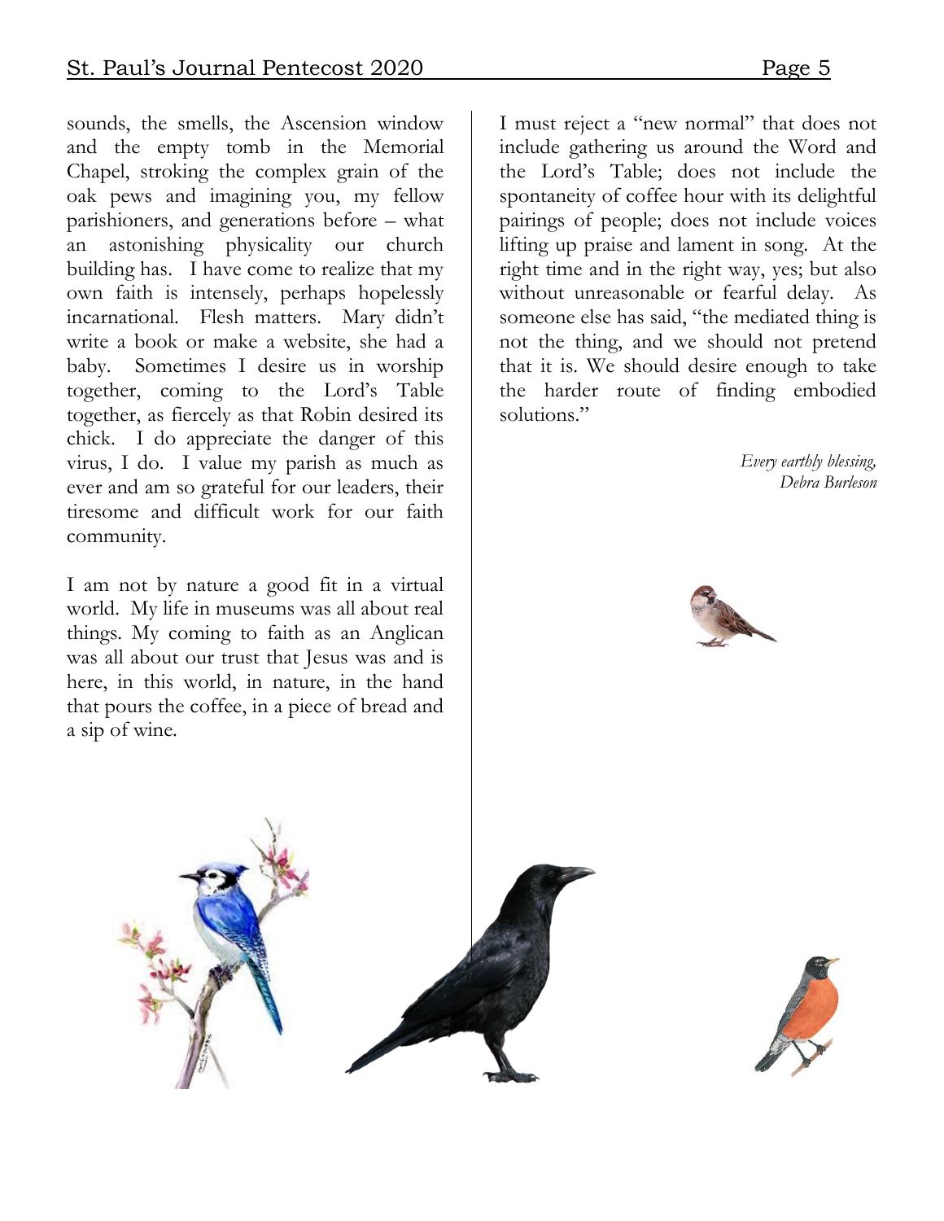sounds, the smells, the Ascension window and the empty tomb in the Memorial Chapel, stroking the complex grain of the oak pews and imagining you, my fellow parishioners, and generations before – what an astonishing physicality our church building has. I have come to realize that my own faith is intensely, perhaps hopelessly incarnational. Flesh matters. Mary didn't write a book or make a website, she had a baby. Sometimes I desire us in worship together, coming to the Lord's Table together, as fiercely as that Robin desired its chick. I do appreciate the danger of this virus, I do. I value my parish as much as ever and am so grateful for our leaders, their tiresome and difficult work for our faith community.

I am not by nature a good fit in a virtual world. My life in museums was all about real things. My coming to faith as an Anglican was all about our trust that Jesus was and is here, in this world, in nature, in the hand that pours the coffee, in a piece of bread and a sip of wine.

I must reject a "new normal" that does not include gathering us around the Word and the Lord's Table; does not include the spontaneity of coffee hour with its delightful pairings of people; does not include voices lifting up praise and lament in song. At the right time and in the right way, yes; but also without unreasonable or fearful delay. As someone else has said, "the mediated thing is not the thing, and we should not pretend that it is. We should desire enough to take the harder route of finding embodied solutions."

*Every earthly blessing,*
*Debra Burleson*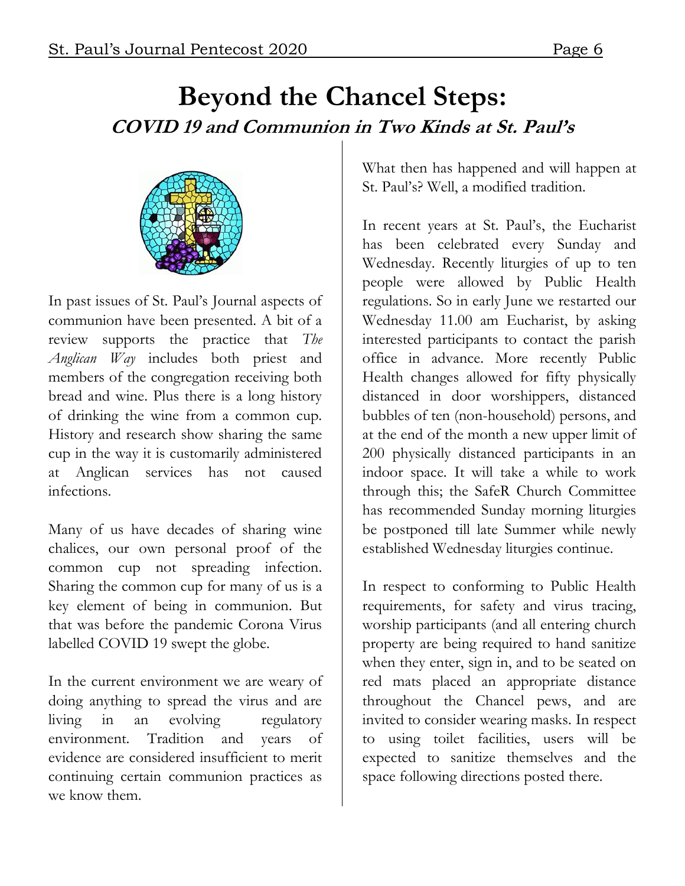# Beyond the Chancel Steps:

## *COVID 19 and Communion in Two Kinds at St. Paul's*

In past issues of St. Paul's Journal aspects of communion have been presented. A bit of a review supports the practice that *The Anglican Way* includes both priest and members of the congregation receiving both bread and wine. Plus there is a long history of drinking the wine from a common cup. History and research show sharing the same cup in the way it is customarily administered at Anglican services has not caused infections.

Many of us have decades of sharing wine chalices, our own personal proof of the common cup not spreading infection. Sharing the common cup for many of us is a key element of being in communion. But that was before the pandemic Corona Virus labelled COVID 19 swept the globe.

In the current environment we are weary of doing anything to spread the virus and are living in an evolving regulatory environment. Tradition and years of evidence are considered insufficient to merit continuing certain communion practices as we know them.

What then has happened and will happen at St. Paul's? Well, a modified tradition.

In recent years at St. Paul's, the Eucharist has been celebrated every Sunday and Wednesday. Recently liturgies of up to ten people were allowed by Public Health regulations. So in early June we restarted our Wednesday 11.00 am Eucharist, by asking interested participants to contact the parish office in advance. More recently Public Health changes allowed for fifty physically distanced in door worshippers, distanced bubbles of ten (non-household) persons, and at the end of the month a new upper limit of 200 physically distanced participants in an indoor space. It will take a while to work through this; the SafeR Church Committee has recommended Sunday morning liturgies be postponed till late Summer while newly established Wednesday liturgies continue.

In respect to conforming to Public Health requirements, for safety and virus tracing, worship participants (and all entering church property are being required to hand sanitize when they enter, sign in, and to be seated on red mats placed an appropriate distance throughout the Chancel pews, and are invited to consider wearing masks. In respect to using toilet facilities, users will be expected to sanitize themselves and the space following directions posted there.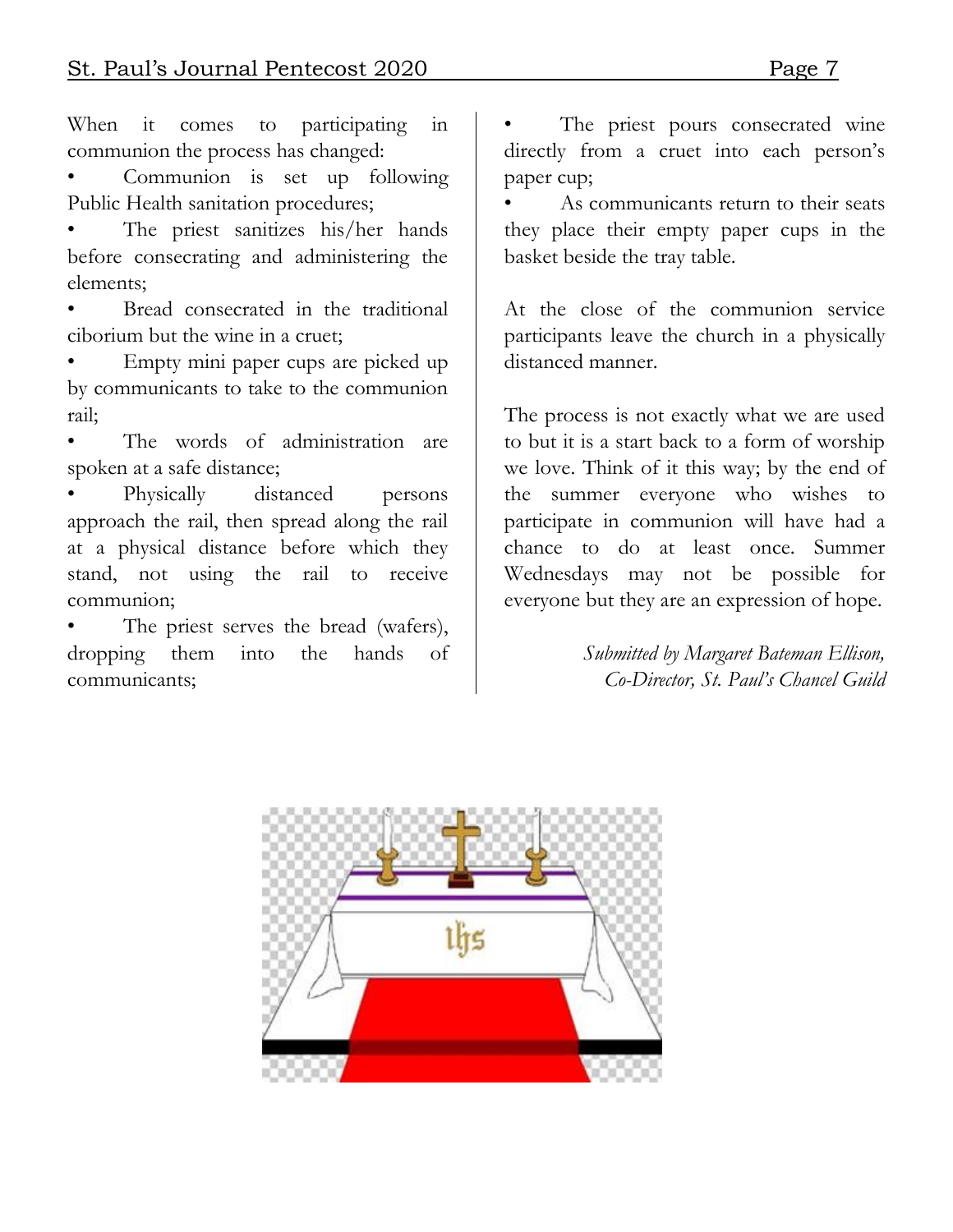When it comes to participating in communion the process has changed:

- Communion is set up following Public Health sanitation procedures;
- The priest sanitizes his/her hands before consecrating and administering the elements;
- Bread consecrated in the traditional ciborium but the wine in a cruet;
- Empty mini paper cups are picked up by communicants to take to the communion rail;
- The words of administration are spoken at a safe distance;
- Physically distanced persons approach the rail, then spread along the rail at a physical distance before which they stand, not using the rail to receive communion;
- The priest serves the bread (wafers), dropping them into the hands of communicants;
- The priest pours consecrated wine directly from a cruet into each person's paper cup;
- As communicants return to their seats they place their empty paper cups in the basket beside the tray table.

At the close of the communion service participants leave the church in a physically distanced manner.

The process is not exactly what we are used to but it is a start back to a form of worship we love. Think of it this way; by the end of the summer everyone who wishes to participate in communion will have had a chance to do at least once. Summer Wednesdays may not be possible for everyone but they are an expression of hope.

*Submitted by Margaret Bateman Ellison, Co-Director, St. Paul's Chancel Guild*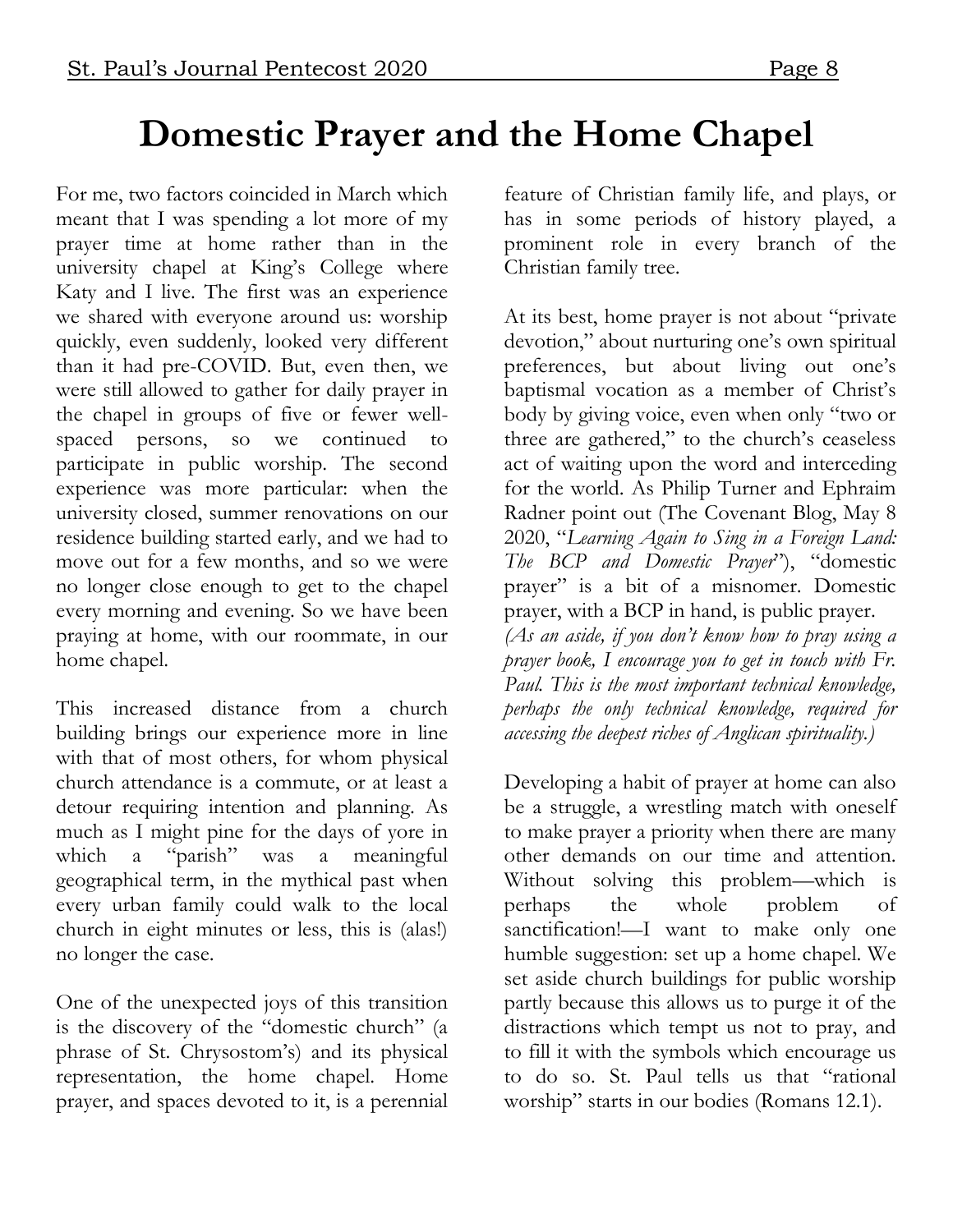# Domestic Prayer and the Home Chapel

For me, two factors coincided in March which meant that I was spending a lot more of my prayer time at home rather than in the university chapel at King's College where Katy and I live. The first was an experience we shared with everyone around us: worship quickly, even suddenly, looked very different than it had pre-COVID. But, even then, we were still allowed to gather for daily prayer in the chapel in groups of five or fewer well-spaced persons, so we continued to participate in public worship. The second experience was more particular: when the university closed, summer renovations on our residence building started early, and we had to move out for a few months, and so we were no longer close enough to get to the chapel every morning and evening. So we have been praying at home, with our roommate, in our home chapel.

This increased distance from a church building brings our experience more in line with that of most others, for whom physical church attendance is a commute, or at least a detour requiring intention and planning. As much as I might pine for the days of yore in which a "parish" was a meaningful geographical term, in the mythical past when every urban family could walk to the local church in eight minutes or less, this is (alas!) no longer the case.

One of the unexpected joys of this transition is the discovery of the "domestic church" (a phrase of St. Chrysostom's) and its physical representation, the home chapel. Home prayer, and spaces devoted to it, is a perennial feature of Christian family life, and plays, or has in some periods of history played, a prominent role in every branch of the Christian family tree.

At its best, home prayer is not about "private devotion," about nurturing one's own spiritual preferences, but about living out one's baptismal vocation as a member of Christ's body by giving voice, even when only "two or three are gathered," to the church's ceaseless act of waiting upon the word and interceding for the world. As Philip Turner and Ephraim Radner point out (The Covenant Blog, May 8 2020, "*Learning Again to Sing in a Foreign Land: The BCP and Domestic Prayer*"), "domestic prayer" is a bit of a misnomer. Domestic prayer, with a BCP in hand, is public prayer. *(As an aside, if you don't know how to pray using a prayer book, I encourage you to get in touch with Fr. Paul. This is the most important technical knowledge, perhaps the only technical knowledge, required for accessing the deepest riches of Anglican spirituality.)*

Developing a habit of prayer at home can also be a struggle, a wrestling match with oneself to make prayer a priority when there are many other demands on our time and attention. Without solving this problem—which is perhaps the whole problem of sanctification!—I want to make only one humble suggestion: set up a home chapel. We set aside church buildings for public worship partly because this allows us to purge it of the distractions which tempt us not to pray, and to fill it with the symbols which encourage us to do so. St. Paul tells us that "rational worship" starts in our bodies (Romans 12.1).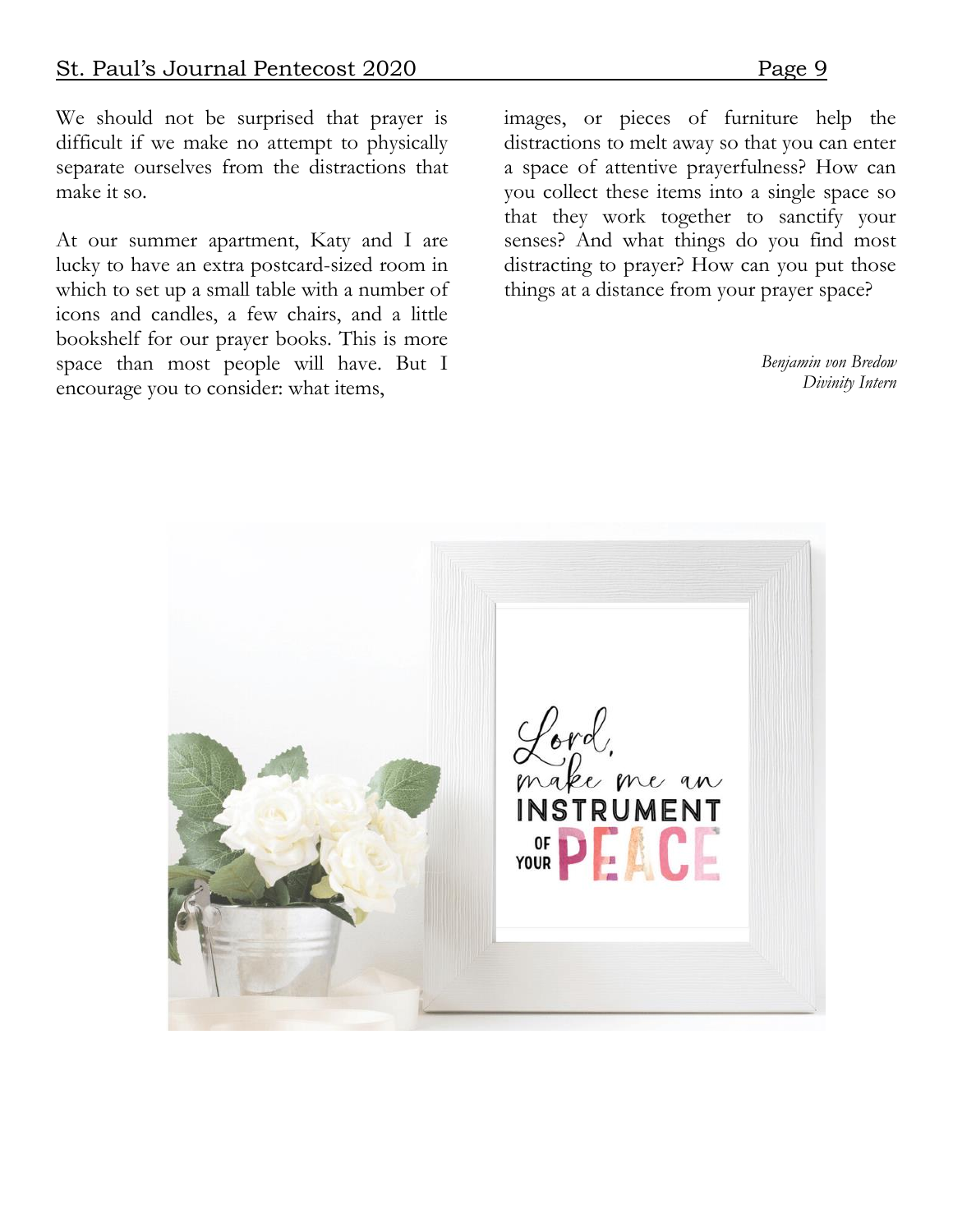We should not be surprised that prayer is difficult if we make no attempt to physically separate ourselves from the distractions that make it so.

At our summer apartment, Katy and I are lucky to have an extra postcard-sized room in which to set up a small table with a number of icons and candles, a few chairs, and a little bookshelf for our prayer books. This is more space than most people will have. But I encourage you to consider: what items, images, or pieces of furniture help the distractions to melt away so that you can enter a space of attentive prayerfulness? How can you collect these items into a single space so that they work together to sanctify your senses? And what things do you find most distracting to prayer? How can you put those things at a distance from your prayer space?

*Benjamin von Bredow*
*Divinity Intern*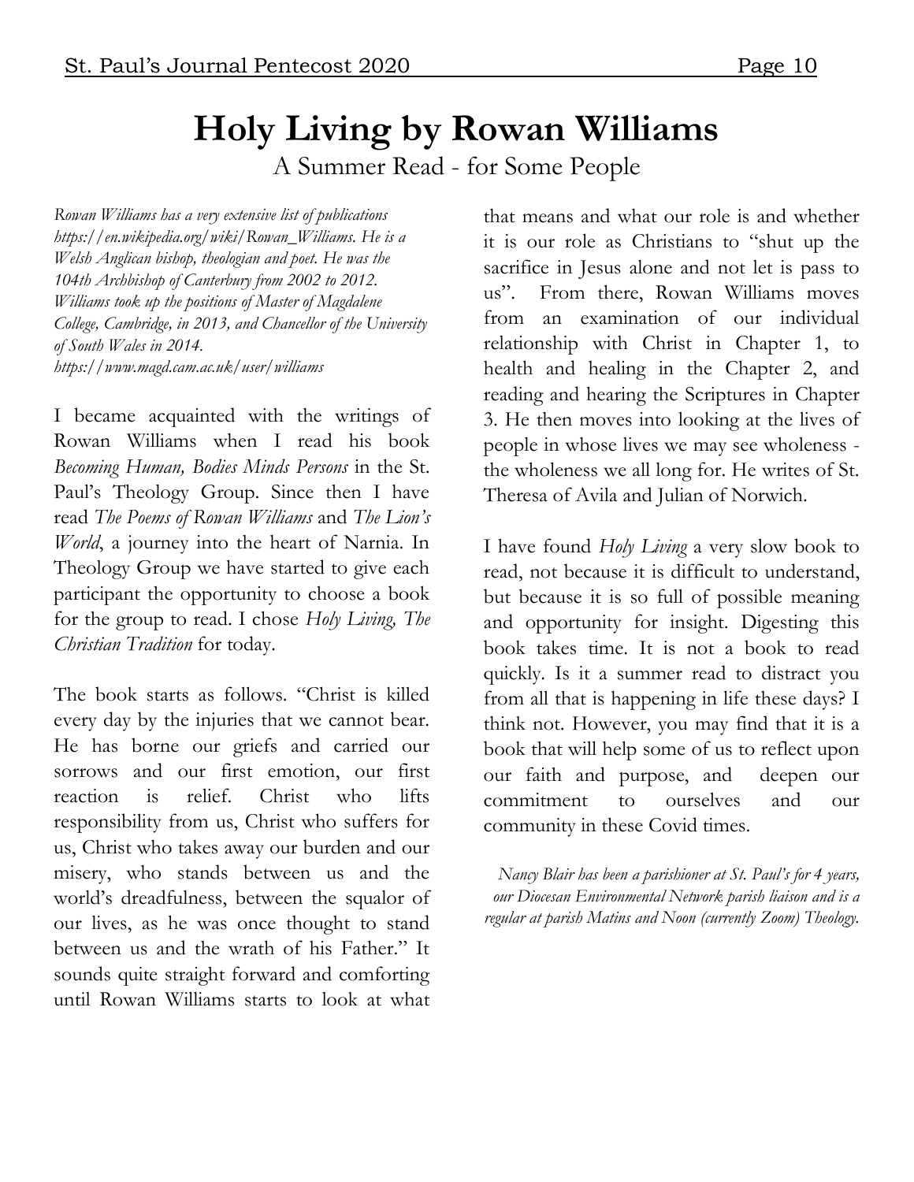# Holy Living by Rowan Williams

A Summer Read - for Some People

*Rowan Williams has a very extensive list of publications https://en.wikipedia.org/wiki/Rowan_Williams. He is a Welsh Anglican bishop, theologian and poet. He was the 104th Archbishop of Canterbury from 2002 to 2012. Williams took up the positions of Master of Magdalene College, Cambridge, in 2013, and Chancellor of the University of South Wales in 2014. https://www.magd.cam.ac.uk/user/williams*

I became acquainted with the writings of Rowan Williams when I read his book *Becoming Human, Bodies Minds Persons* in the St. Paul's Theology Group. Since then I have read *The Poems of Rowan Williams* and *The Lion's World*, a journey into the heart of Narnia. In Theology Group we have started to give each participant the opportunity to choose a book for the group to read. I chose *Holy Living, The Christian Tradition* for today.

The book starts as follows. "Christ is killed every day by the injuries that we cannot bear. He has borne our griefs and carried our sorrows and our first emotion, our first reaction is relief. Christ who lifts responsibility from us, Christ who suffers for us, Christ who takes away our burden and our misery, who stands between us and the world's dreadfulness, between the squalor of our lives, as he was once thought to stand between us and the wrath of his Father." It sounds quite straight forward and comforting until Rowan Williams starts to look at what that means and what our role is and whether it is our role as Christians to "shut up the sacrifice in Jesus alone and not let is pass to us". From there, Rowan Williams moves from an examination of our individual relationship with Christ in Chapter 1, to health and healing in the Chapter 2, and reading and hearing the Scriptures in Chapter 3. He then moves into looking at the lives of people in whose lives we may see wholeness - the wholeness we all long for. He writes of St. Theresa of Avila and Julian of Norwich.

I have found *Holy Living* a very slow book to read, not because it is difficult to understand, but because it is so full of possible meaning and opportunity for insight. Digesting this book takes time. It is not a book to read quickly. Is it a summer read to distract you from all that is happening in life these days? I think not. However, you may find that it is a book that will help some of us to reflect upon our faith and purpose, and deepen our commitment to ourselves and our community in these Covid times.

*Nancy Blair has been a parishioner at St. Paul's for 4 years, our Diocesan Environmental Network parish liaison and is a regular at parish Matins and Noon (currently Zoom) Theology.*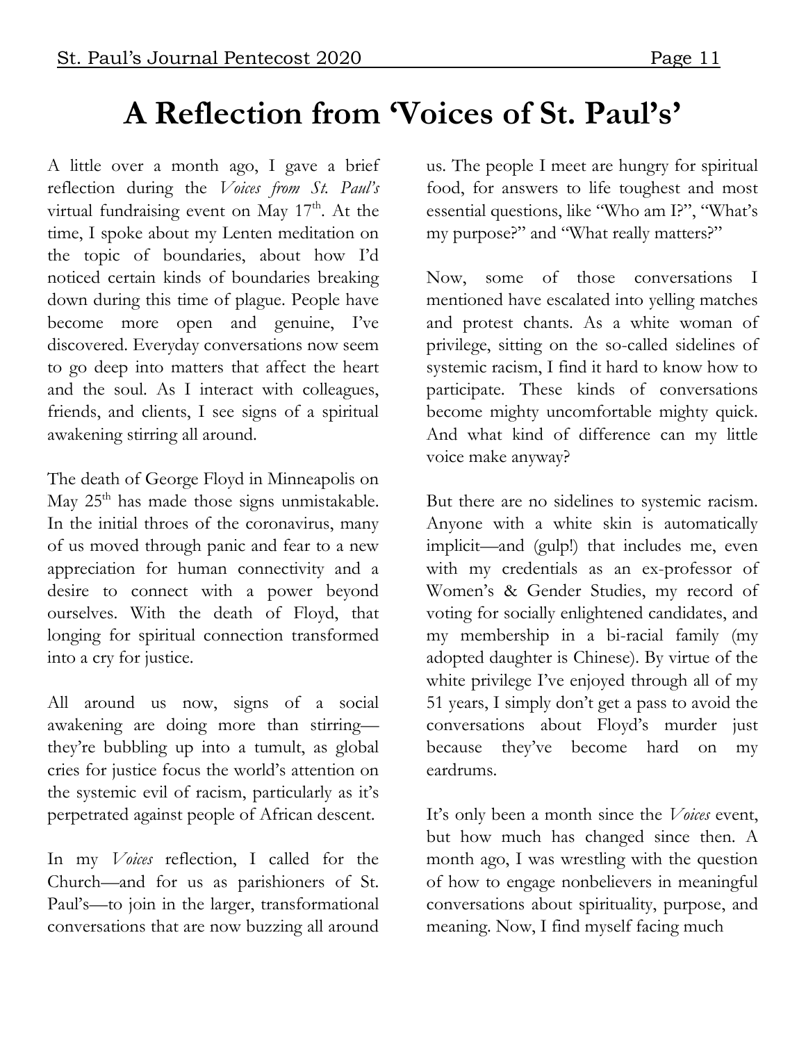# A Reflection from 'Voices of St. Paul's'

A little over a month ago, I gave a brief reflection during the *Voices from St. Paul's* virtual fundraising event on May 17th. At the time, I spoke about my Lenten meditation on the topic of boundaries, about how I'd noticed certain kinds of boundaries breaking down during this time of plague. People have become more open and genuine, I've discovered. Everyday conversations now seem to go deep into matters that affect the heart and the soul. As I interact with colleagues, friends, and clients, I see signs of a spiritual awakening stirring all around.

The death of George Floyd in Minneapolis on May 25th has made those signs unmistakable. In the initial throes of the coronavirus, many of us moved through panic and fear to a new appreciation for human connectivity and a desire to connect with a power beyond ourselves. With the death of Floyd, that longing for spiritual connection transformed into a cry for justice.

All around us now, signs of a social awakening are doing more than stirring—they're bubbling up into a tumult, as global cries for justice focus the world's attention on the systemic evil of racism, particularly as it's perpetrated against people of African descent.

In my *Voices* reflection, I called for the Church—and for us as parishioners of St. Paul's—to join in the larger, transformational conversations that are now buzzing all around us. The people I meet are hungry for spiritual food, for answers to life toughest and most essential questions, like "Who am I?", "What's my purpose?" and "What really matters?"

Now, some of those conversations I mentioned have escalated into yelling matches and protest chants. As a white woman of privilege, sitting on the so-called sidelines of systemic racism, I find it hard to know how to participate. These kinds of conversations become mighty uncomfortable mighty quick. And what kind of difference can my little voice make anyway?

But there are no sidelines to systemic racism. Anyone with a white skin is automatically implicit—and (gulp!) that includes me, even with my credentials as an ex-professor of Women's & Gender Studies, my record of voting for socially enlightened candidates, and my membership in a bi-racial family (my adopted daughter is Chinese). By virtue of the white privilege I've enjoyed through all of my 51 years, I simply don't get a pass to avoid the conversations about Floyd's murder just because they've become hard on my eardrums.

It's only been a month since the *Voices* event, but how much has changed since then. A month ago, I was wrestling with the question of how to engage nonbelievers in meaningful conversations about spirituality, purpose, and meaning. Now, I find myself facing much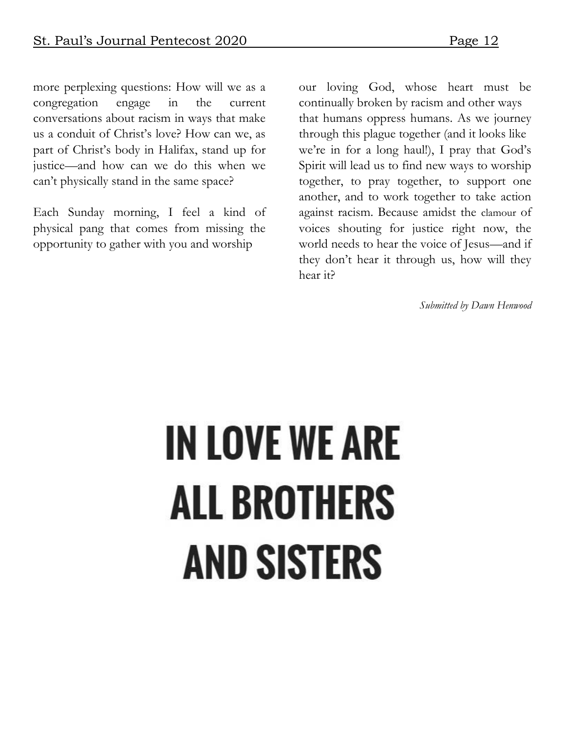more perplexing questions: How will we as a congregation engage in the current conversations about racism in ways that make us a conduit of Christ's love? How can we, as part of Christ's body in Halifax, stand up for justice—and how can we do this when we can't physically stand in the same space?

Each Sunday morning, I feel a kind of physical pang that comes from missing the opportunity to gather with you and worship our loving God, whose heart must be continually broken by racism and other ways that humans oppress humans. As we journey through this plague together (and it looks like we're in for a long haul!), I pray that God's Spirit will lead us to find new ways to worship together, to pray together, to support one another, and to work together to take action against racism. Because amidst the clamour of voices shouting for justice right now, the world needs to hear the voice of Jesus—and if they don't hear it through us, how will they hear it?

*Submitted by Dawn Henwood*

# IN LOVE WE ARE ALL BROTHERS AND SISTERS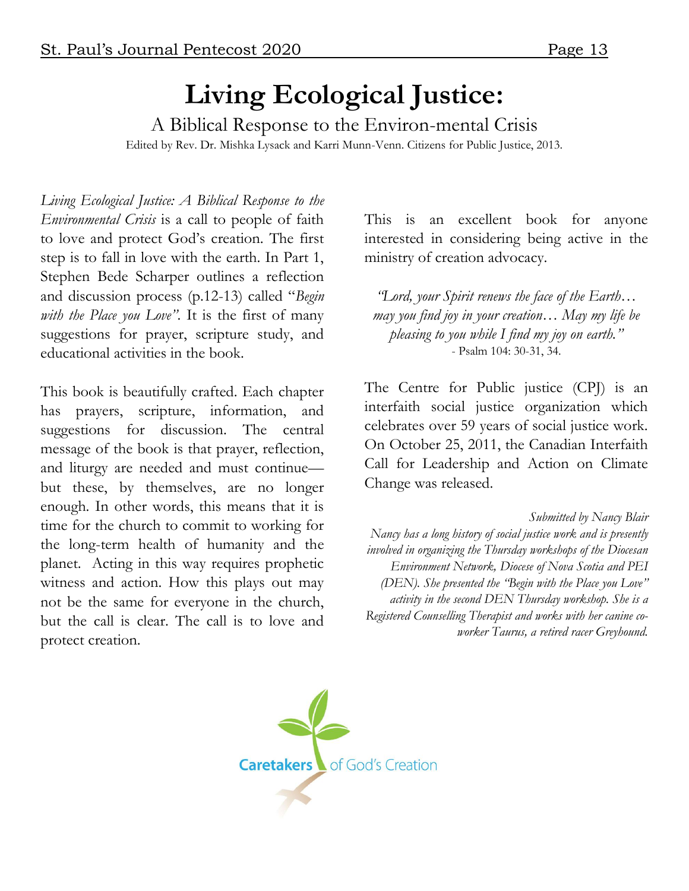# Living Ecological Justice:

## A Biblical Response to the Environ-mental Crisis

Edited by Rev. Dr. Mishka Lysack and Karri Munn-Venn. Citizens for Public Justice, 2013.

*Living Ecological Justice: A Biblical Response to the Environmental Crisis* is a call to people of faith to love and protect God's creation. The first step is to fall in love with the earth. In Part 1, Stephen Bede Scharper outlines a reflection and discussion process (p.12-13) called "*Begin with the Place you Love*". It is the first of many suggestions for prayer, scripture study, and educational activities in the book.

This book is beautifully crafted. Each chapter has prayers, scripture, information, and suggestions for discussion. The central message of the book is that prayer, reflection, and liturgy are needed and must continue—but these, by themselves, are no longer enough. In other words, this means that it is time for the church to commit to working for the long-term health of humanity and the planet. Acting in this way requires prophetic witness and action. How this plays out may not be the same for everyone in the church, but the call is clear. The call is to love and protect creation.

This is an excellent book for anyone interested in considering being active in the ministry of creation advocacy.

*"Lord, your Spirit renews the face of the Earth… may you find joy in your creation… May my life be pleasing to you while I find my joy on earth."*
- Psalm 104: 30-31, 34.

The Centre for Public justice (CPJ) is an interfaith social justice organization which celebrates over 59 years of social justice work. On October 25, 2011, the Canadian Interfaith Call for Leadership and Action on Climate Change was released.

*Submitted by Nancy Blair*

*Nancy has a long history of social justice work and is presently involved in organizing the Thursday workshops of the Diocesan Environment Network, Diocese of Nova Scotia and PEI (DEN). She presented the "Begin with the Place you Love" activity in the second DEN Thursday workshop. She is a Registered Counselling Therapist and works with her canine co-worker Taurus, a retired racer Greyhound.*

Caretakers of God's Creation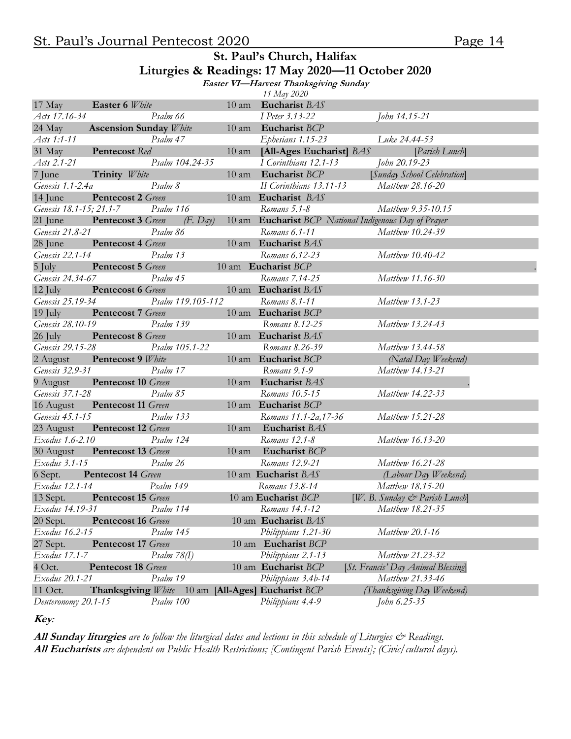## St. Paul's Church, Halifax

## Liturgies & Readings: 17 May 2020—11 October 2020

***Easter VI—Harvest Thanksgiving Sunday***

*11 May 2020*

| Date | Sunday | Time | Liturgy | Notes |
|---|---|---|---|---|
| 17 May | **Easter 6** *White* | 10 am | **Eucharist** *BAS* | |
| *Acts 17.16-34* | *Psalm 66* | | *I Peter 3.13-22* | *John 14.15-21* |
| 24 May | **Ascension Sunday** *White* | 10 am | **Eucharist** *BCP* | |
| *Acts 1:1-11* | *Psalm 47* | | *Ephesians 1.15-23* | *Luke 24.44-53* |
| 31 May | **Pentecost** *Red* | 10 am | **[All-Ages Eucharist]** *BAS* | [*Parish Lunch*] |
| *Acts 2.1-21* | *Psalm 104.24-35* | | *I Corinthians 12.1-13* | *John 20.19-23* |
| 7 June | **Trinity** *White* | 10 am | **Eucharist** *BCP* | [*Sunday School Celebration*] |
| *Genesis 1.1-2.4a* | *Psalm 8* | | *II Corinthians 13.11-13* | *Matthew 28.16-20* |
| 14 June | **Pentecost 2** *Green* | 10 am | **Eucharist** *BAS* | |
| *Genesis 18.1-15; 21.1-7* | *Psalm 116* | | *Romans 5.1-8* | *Matthew 9.35-10.15* |
| 21 June | **Pentecost 3** *Green* *(F. Day)* | 10 am | **Eucharist** *BCP* | *National Indigenous Day of Prayer* |
| *Genesis 21.8-21* | *Psalm 86* | | *Romans 6.1-11* | *Matthew 10.24-39* |
| 28 June | **Pentecost 4** *Green* | 10 am | **Eucharist** *BAS* | |
| *Genesis 22.1-14* | *Psalm 13* | | *Romans 6.12-23* | *Matthew 10.40-42* |
| 5 July | **Pentecost 5** *Green* | 10 am | **Eucharist** *BCP* | |
| *Genesis 24.34-67* | *Psalm 45* | | *Romans 7.14-25* | *Matthew 11.16-30* |
| 12 July | **Pentecost 6** *Green* | 10 am | **Eucharist** *BAS* | |
| *Genesis 25.19-34* | *Psalm 119.105-112* | | *Romans 8.1-11* | *Matthew 13.1-23* |
| 19 July | **Pentecost 7** *Green* | 10 am | **Eucharist** *BCP* | |
| *Genesis 28.10-19* | *Psalm 139* | | *Romans 8.12-25* | *Matthew 13.24-43* |
| 26 July | **Pentecost 8** *Green* | 10 am | **Eucharist** *BAS* | |
| *Genesis 29.15-28* | *Psalm 105.1-22* | | *Romans 8.26-39* | *Matthew 13.44-58* |
| 2 August | **Pentecost 9** *White* | 10 am | **Eucharist** *BCP* | *(Natal Day Weekend)* |
| *Genesis 32.9-31* | *Psalm 17* | | *Romans 9.1-9* | *Matthew 14.13-21* |
| 9 August | **Pentecost 10** *Green* | 10 am | **Eucharist** *BAS* | |
| *Genesis 37.1-28* | *Psalm 85* | | *Romans 10.5-15* | *Matthew 14.22-33* |
| 16 August | **Pentecost 11** *Green* | 10 am | **Eucharist** *BCP* | |
| *Genesis 45.1-15* | *Psalm 133* | | *Romans 11.1-2a,17-36* | *Matthew 15.21-28* |
| 23 August | **Pentecost 12** *Green* | 10 am | **Eucharist** *BAS* | |
| *Exodus 1.6-2.10* | *Psalm 124* | | *Romans 12.1-8* | *Matthew 16.13-20* |
| 30 August | **Pentecost 13** *Green* | 10 am | **Eucharist** *BCP* | |
| *Exodus 3.1-15* | *Psalm 26* | | *Romans 12.9-21* | *Matthew 16.21-28* |
| 6 Sept. | **Pentecost 14** *Green* | 10 am | **Eucharist** *BAS* | *(Labour Day Weekend)* |
| *Exodus 12.1-14* | *Psalm 149* | | *Romans 13.8-14* | *Matthew 18.15-20* |
| 13 Sept. | **Pentecost 15** *Green* | 10 am | **Eucharist** *BCP* | [*W. B. Sunday & Parish Lunch*] |
| *Exodus 14.19-31* | *Psalm 114* | | *Romans 14.1-12* | *Matthew 18.21-35* |
| 20 Sept. | **Pentecost 16** *Green* | 10 am | **Eucharist** *BAS* | |
| *Exodus 16.2-15* | *Psalm 145* | | *Philippians 1.21-30* | *Matthew 20.1-16* |
| 27 Sept. | **Pentecost 17** *Green* | 10 am | **Eucharist** *BCP* | |
| *Exodus 17.1-7* | *Psalm 78(I)* | | *Philippians 2.1-13* | *Matthew 21.23-32* |
| 4 Oct. | **Pentecost 18** *Green* | 10 am | **Eucharist** *BCP* | [*St. Francis' Day Animal Blessing*] |
| *Exodus 20.1-21* | *Psalm 19* | | *Philippians 3.4b-14* | *Matthew 21.33-46* |
| 11 Oct. | **Thanksgiving** *White* | 10 am | **[All-Ages] Eucharist** *BCP* | *(Thanksgiving Day Weekend)* |
| *Deuteronomy 20.1-15* | *Psalm 100* | | *Philippians 4.4-9* | *John 6.25-35* |

***Key***:

***All Sunday liturgies*** *are to follow the liturgical dates and lections in this schedule of Liturgies & Readings.*
***All Eucharists*** *are dependent on Public Health Restrictions; [Contingent Parish Events]; (Civic/cultural days).*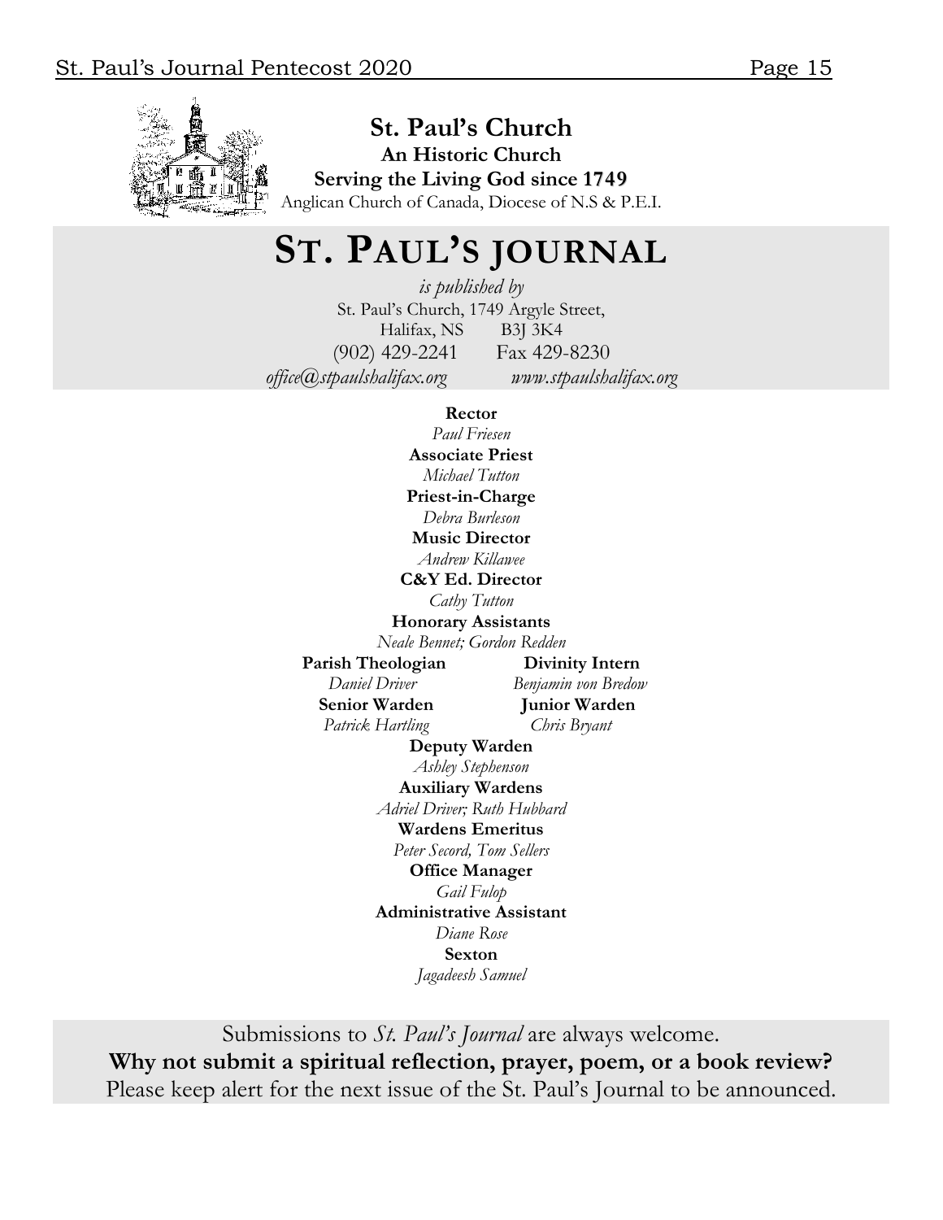**St. Paul's Church**
**An Historic Church**
**Serving the Living God since 1749**
Anglican Church of Canada, Diocese of N.S & P.E.I.

# ST. PAUL'S JOURNAL

*is published by*
St. Paul's Church, 1749 Argyle Street,
Halifax, NS B3J 3K4
(902) 429-2241 Fax 429-8230
*office@stpaulshalifax.org* *www.stpaulshalifax.org*

**Rector**
*Paul Friesen*

**Associate Priest**
*Michael Tutton*

**Priest-in-Charge**
*Debra Burleson*

**Music Director**
*Andrew Killawee*

**C&Y Ed. Director**
*Cathy Tutton*

**Honorary Assistants**
*Neale Bennet; Gordon Redden*

**Parish Theologian**
*Daniel Driver*

**Divinity Intern**
*Benjamin von Bredow*

**Senior Warden**
*Patrick Hartling*

**Junior Warden**
*Chris Bryant*

**Deputy Warden**
*Ashley Stephenson*

**Auxiliary Wardens**
*Adriel Driver; Ruth Hubbard*

**Wardens Emeritus**
*Peter Secord, Tom Sellers*

**Office Manager**
*Gail Fulop*

**Administrative Assistant**
*Diane Rose*

**Sexton**
*Jagadeesh Samuel*

Submissions to *St. Paul's Journal* are always welcome.
**Why not submit a spiritual reflection, prayer, poem, or a book review?**
Please keep alert for the next issue of the St. Paul's Journal to be announced.